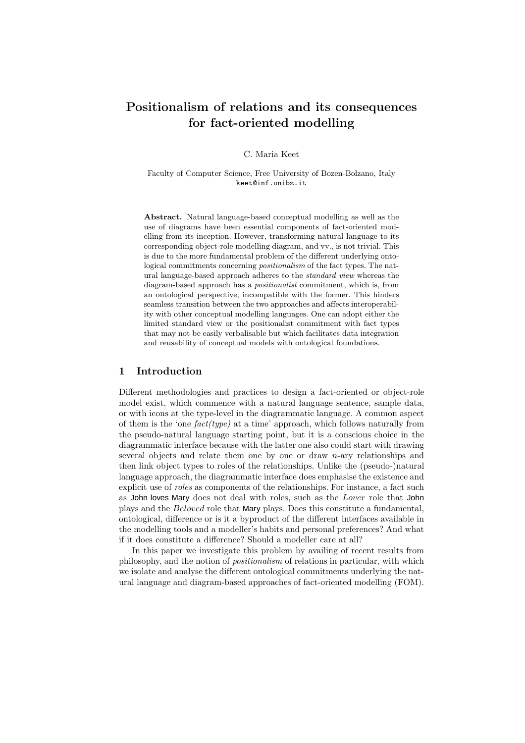# Positionalism of relations and its consequences for fact-oriented modelling

C. Maria Keet

Faculty of Computer Science, Free University of Bozen-Bolzano, Italy
keet@inf.unibz.it

**Abstract.** Natural language-based conceptual modelling as well as the use of diagrams have been essential components of fact-oriented modelling from its inception. However, transforming natural language to its corresponding object-role modelling diagram, and vv., is not trivial. This is due to the more fundamental problem of the different underlying ontological commitments concerning *positionalism* of the fact types. The natural language-based approach adheres to the *standard view* whereas the diagram-based approach has a *positionalist* commitment, which is, from an ontological perspective, incompatible with the former. This hinders seamless transition between the two approaches and affects interoperability with other conceptual modelling languages. One can adopt either the limited standard view or the positionalist commitment with fact types that may not be easily verbalisable but which facilitates data integration and reusability of conceptual models with ontological foundations.

## 1 Introduction

Different methodologies and practices to design a fact-oriented or object-role model exist, which commence with a natural language sentence, sample data, or with icons at the type-level in the diagrammatic language. A common aspect of them is the 'one *fact(type)* at a time' approach, which follows naturally from the pseudo-natural language starting point, but it is a conscious choice in the diagrammatic interface because with the latter one also could start with drawing several objects and relate them one by one or draw $n$-ary relationships and then link object types to roles of the relationships. Unlike the (pseudo-)natural language approach, the diagrammatic interface does emphasise the existence and explicit use of *roles* as components of the relationships. For instance, a fact such as John loves Mary does not deal with roles, such as the *Lover* role that John plays and the *Beloved* role that Mary plays. Does this constitute a fundamental, ontological, difference or is it a byproduct of the different interfaces available in the modelling tools and a modeller's habits and personal preferences? And what if it does constitute a difference? Should a modeller care at all?

In this paper we investigate this problem by availing of recent results from philosophy, and the notion of *positionalism* of relations in particular, with which we isolate and analyse the different ontological commitments underlying the natural language and diagram-based approaches of fact-oriented modelling (FOM).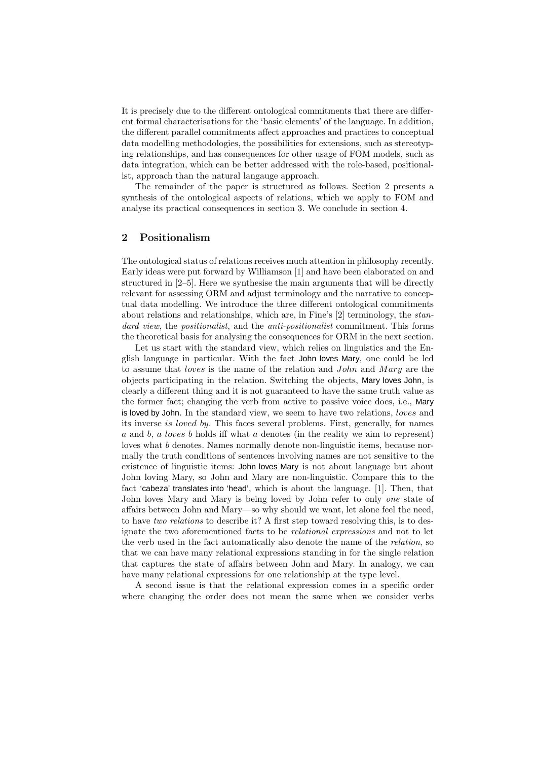It is precisely due to the different ontological commitments that there are different formal characterisations for the 'basic elements' of the language. In addition, the different parallel commitments affect approaches and practices to conceptual data modelling methodologies, the possibilities for extensions, such as stereotyping relationships, and has consequences for other usage of FOM models, such as data integration, which can be better addressed with the role-based, positionalist, approach than the natural langauge approach.

The remainder of the paper is structured as follows. Section 2 presents a synthesis of the ontological aspects of relations, which we apply to FOM and analyse its practical consequences in section 3. We conclude in section 4.

## 2 Positionalism

The ontological status of relations receives much attention in philosophy recently. Early ideas were put forward by Williamson [1] and have been elaborated on and structured in [2–5]. Here we synthesise the main arguments that will be directly relevant for assessing ORM and adjust terminology and the narrative to conceptual data modelling. We introduce the three different ontological commitments about relations and relationships, which are, in Fine's [2] terminology, the *standard view*, the *positionalist*, and the *anti-positionalist* commitment. This forms the theoretical basis for analysing the consequences for ORM in the next section.

Let us start with the standard view, which relies on linguistics and the English language in particular. With the fact John loves Mary, one could be led to assume that *loves* is the name of the relation and $John$ and $Mary$ are the objects participating in the relation. Switching the objects, Mary loves John, is clearly a different thing and it is not guaranteed to have the same truth value as the former fact; changing the verb from active to passive voice does, i.e., Mary is loved by John. In the standard view, we seem to have two relations, *loves* and its inverse *is loved by*. This faces several problems. First, generally, for names $a$ and $b$, $a$ *loves* $b$ holds iff what $a$ denotes (in the reality we aim to represent) loves what $b$ denotes. Names normally denote non-linguistic items, because normally the truth conditions of sentences involving names are not sensitive to the existence of linguistic items: John loves Mary is not about language but about John loving Mary, so John and Mary are non-linguistic. Compare this to the fact 'cabeza' translates into 'head', which is about the language. [1]. Then, that John loves Mary and Mary is being loved by John refer to only *one* state of affairs between John and Mary—so why should we want, let alone feel the need, to have *two relations* to describe it? A first step toward resolving this, is to designate the two aforementioned facts to be *relational expressions* and not to let the verb used in the fact automatically also denote the name of the *relation*, so that we can have many relational expressions standing in for the single relation that captures the state of affairs between John and Mary. In analogy, we can have many relational expressions for one relationship at the type level.

A second issue is that the relational expression comes in a specific order where changing the order does not mean the same when we consider verbs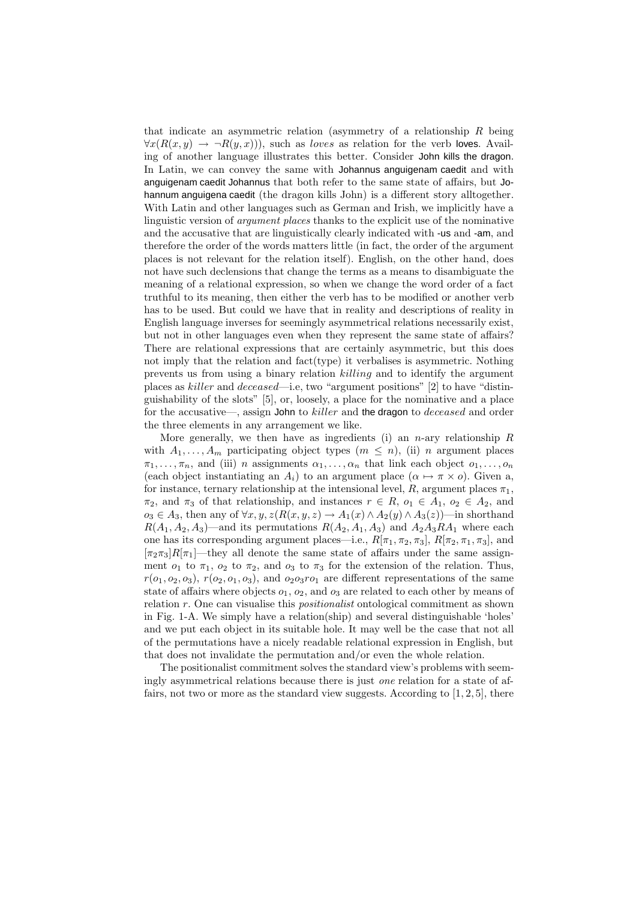that indicate an asymmetric relation (asymmetry of a relationship $R$ being $\forall x(R(x,y) \rightarrow \neg R(y,x)))$, such as *loves* as relation for the verb loves. Availing of another language illustrates this better. Consider John kills the dragon. In Latin, we can convey the same with Johannus anguigenam caedit and with anguigenam caedit Johannus that both refer to the same state of affairs, but Johannum anguigena caedit (the dragon kills John) is a different story alltogether. With Latin and other languages such as German and Irish, we implicitly have a linguistic version of *argument places* thanks to the explicit use of the nominative and the accusative that are linguistically clearly indicated with -us and -am, and therefore the order of the words matters little (in fact, the order of the argument places is not relevant for the relation itself). English, on the other hand, does not have such declensions that change the terms as a means to disambiguate the meaning of a relational expression, so when we change the word order of a fact truthful to its meaning, then either the verb has to be modified or another verb has to be used. But could we have that in reality and descriptions of reality in English language inverses for seemingly asymmetrical relations necessarily exist, but not in other languages even when they represent the same state of affairs? There are relational expressions that are certainly asymmetric, but this does not imply that the relation and fact(type) it verbalises is asymmetric. Nothing prevents us from using a binary relation *killing* and to identify the argument places as *killer* and *deceased*—i.e, two "argument positions" [2] to have "distinguishability of the slots" [5], or, loosely, a place for the nominative and a place for the accusative—, assign John to *killer* and the dragon to *deceased* and order the three elements in any arrangement we like.

More generally, we then have as ingredients (i) an $n$-ary relationship $R$ with $A_1, \ldots, A_m$ participating object types ($m \leq n$), (ii) $n$ argument places $\pi_1, \ldots, \pi_n$, and (iii) $n$ assignments $\alpha_1, \ldots, \alpha_n$ that link each object $o_1, \ldots, o_n$ (each object instantiating an $A_i$) to an argument place ($\alpha \mapsto \pi \times o$). Given a, for instance, ternary relationship at the intensional level, $R$, argument places $\pi_1$, $\pi_2$, and $\pi_3$ of that relationship, and instances $r \in R$, $o_1 \in A_1$, $o_2 \in A_2$, and $o_3 \in A_3$, then any of $\forall x, y, z(R(x, y, z) \rightarrow A_1(x) \wedge A_2(y) \wedge A_3(z))$—in shorthand $R(A_1, A_2, A_3)$—and its permutations $R(A_2, A_1, A_3)$ and $A_2 A_3 R A_1$ where each one has its corresponding argument places—i.e., $R[\pi_1, \pi_2, \pi_3]$, $R[\pi_2, \pi_1, \pi_3]$, and $[\pi_2 \pi_3] R[\pi_1]$—they all denote the same state of affairs under the same assignment $o_1$ to $\pi_1$, $o_2$ to $\pi_2$, and $o_3$ to $\pi_3$ for the extension of the relation. Thus, $r(o_1, o_2, o_3)$, $r(o_2, o_1, o_3)$, and $o_2 o_3 r o_1$ are different representations of the same state of affairs where objects $o_1$, $o_2$, and $o_3$ are related to each other by means of relation $r$. One can visualise this *positionalist* ontological commitment as shown in Fig. 1-A. We simply have a relation(ship) and several distinguishable 'holes' and we put each object in its suitable hole. It may well be the case that not all of the permutations have a nicely readable relational expression in English, but that does not invalidate the permutation and/or even the whole relation.

The positionalist commitment solves the standard view's problems with seemingly asymmetrical relations because there is just *one* relation for a state of affairs, not two or more as the standard view suggests. According to [1, 2, 5], there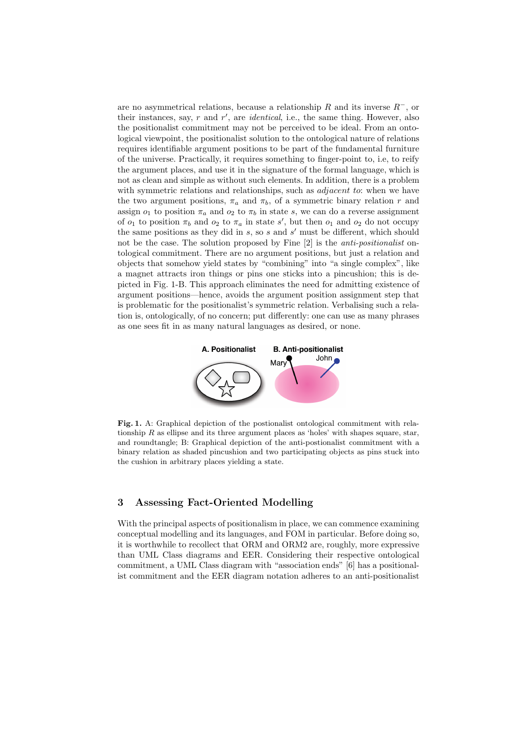are no asymmetrical relations, because a relationship $R$ and its inverse $R^{-}$, or their instances, say, $r$ and $r'$, are *identical*, i.e., the same thing. However, also the positionalist commitment may not be perceived to be ideal. From an ontological viewpoint, the positionalist solution to the ontological nature of relations requires identifiable argument positions to be part of the fundamental furniture of the universe. Practically, it requires something to finger-point to, i.e, to reify the argument places, and use it in the signature of the formal language, which is not as clean and simple as without such elements. In addition, there is a problem with symmetric relations and relationships, such as *adjacent to*: when we have the two argument positions, $\pi_a$ and $\pi_b$, of a symmetric binary relation $r$ and assign $o_1$ to position $\pi_a$ and $o_2$ to $\pi_b$ in state $s$, we can do a reverse assignment of $o_1$ to position $\pi_b$ and $o_2$ to $\pi_a$ in state $s'$, but then $o_1$ and $o_2$ do not occupy the same positions as they did in $s$, so $s$ and $s'$ must be different, which should not be the case. The solution proposed by Fine [2] is the *anti-positionalist* ontological commitment. There are no argument positions, but just a relation and objects that somehow yield states by "combining" into "a single complex", like a magnet attracts iron things or pins one sticks into a pincushion; this is depicted in Fig. 1-B. This approach eliminates the need for admitting existence of argument positions—hence, avoids the argument position assignment step that is problematic for the positionalist's symmetric relation. Verbalising such a relation is, ontologically, of no concern; put differently: one can use as many phrases as one sees fit in as many natural languages as desired, or none.

**Fig. 1.** A: Graphical depiction of the postionalist ontological commitment with relationship $R$ as ellipse and its three argument places as 'holes' with shapes square, star, and roundtangle; B: Graphical depiction of the anti-postionalist commitment with a binary relation as shaded pincushion and two participating objects as pins stuck into the cushion in arbitrary places yielding a state.

## 3 Assessing Fact-Oriented Modelling

With the principal aspects of positionalism in place, we can commence examining conceptual modelling and its languages, and FOM in particular. Before doing so, it is worthwhile to recollect that ORM and ORM2 are, roughly, more expressive than UML Class diagrams and EER. Considering their respective ontological commitment, a UML Class diagram with "association ends" [6] has a positionalist commitment and the EER diagram notation adheres to an anti-positionalist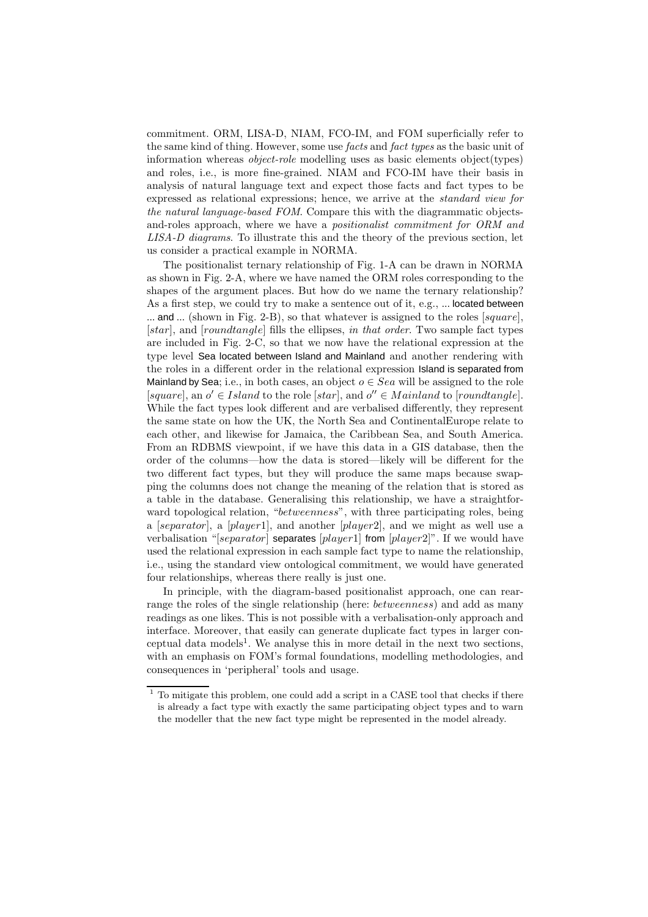commitment. ORM, LISA-D, NIAM, FCO-IM, and FOM superficially refer to the same kind of thing. However, some use *facts* and *fact types* as the basic unit of information whereas *object-role* modelling uses as basic elements object(types) and roles, i.e., is more fine-grained. NIAM and FCO-IM have their basis in analysis of natural language text and expect those facts and fact types to be expressed as relational expressions; hence, we arrive at the *standard view for the natural language-based FOM*. Compare this with the diagrammatic objects-and-roles approach, where we have a *positionalist commitment for ORM and LISA-D diagrams*. To illustrate this and the theory of the previous section, let us consider a practical example in NORMA.

The positionalist ternary relationship of Fig. 1-A can be drawn in NORMA as shown in Fig. 2-A, where we have named the ORM roles corresponding to the shapes of the argument places. But how do we name the ternary relationship? As a first step, we could try to make a sentence out of it, e.g., ... located between ... and ... (shown in Fig. 2-B), so that whatever is assigned to the roles [*square*], [*star*], and [*roundtangle*] fills the ellipses, *in that order*. Two sample fact types are included in Fig. 2-C, so that we now have the relational expression at the type level Sea located between Island and Mainland and another rendering with the roles in a different order in the relational expression Island is separated from Mainland by Sea; i.e., in both cases, an object $o \in Sea$ will be assigned to the role [*square*], an $o' \in Island$ to the role [*star*], and $o'' \in Mainland$ to [*roundtangle*]. While the fact types look different and are verbalised differently, they represent the same state on how the UK, the North Sea and ContinentalEurope relate to each other, and likewise for Jamaica, the Caribbean Sea, and South America. From an RDBMS viewpoint, if we have this data in a GIS database, then the order of the columns—how the data is stored—likely will be different for the two different fact types, but they will produce the same maps because swapping the columns does not change the meaning of the relation that is stored as a table in the database. Generalising this relationship, we have a straightforward topological relation, "*betweenness*", with three participating roles, being a [*separator*], a [*player*1], and another [*player*2], and we might as well use a verbalisation "[*separator*] separates [*player*1] from [*player*2]". If we would have used the relational expression in each sample fact type to name the relationship, i.e., using the standard view ontological commitment, we would have generated four relationships, whereas there really is just one.

In principle, with the diagram-based positionalist approach, one can rearrange the roles of the single relationship (here: *betweenness*) and add as many readings as one likes. This is not possible with a verbalisation-only approach and interface. Moreover, that easily can generate duplicate fact types in larger conceptual data models[1]. We analyse this in more detail in the next two sections, with an emphasis on FOM's formal foundations, modelling methodologies, and consequences in 'peripheral' tools and usage.

[1] To mitigate this problem, one could add a script in a CASE tool that checks if there is already a fact type with exactly the same participating object types and to warn the modeller that the new fact type might be represented in the model already.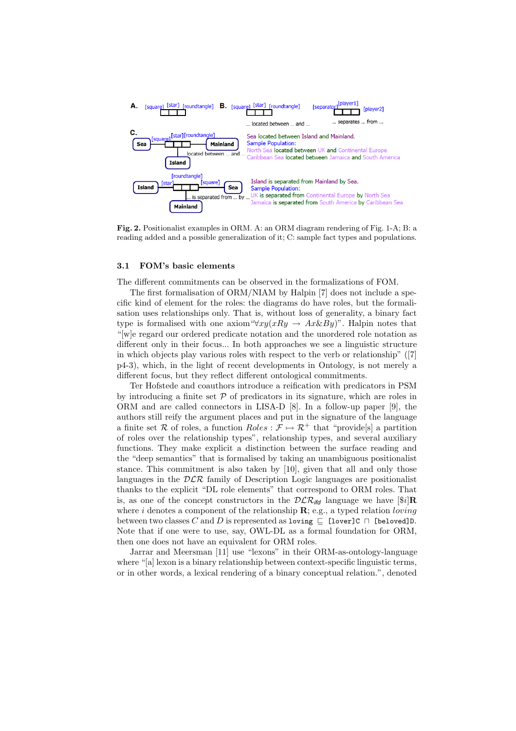**Fig. 2.** Positionalist examples in ORM. A: an ORM diagram rendering of Fig. 1-A; B: a reading added and a possible generalization of it; C: sample fact types and populations.

### 3.1 FOM's basic elements

The different commitments can be observed in the formalizations of FOM.

The first formalisation of ORM/NIAM by Halpin [7] does not include a specific kind of element for the roles: the diagrams do have roles, but the formalisation uses relationships only. That is, without loss of generality, a binary fact type is formalised with one axiom "$\forall xy(xRy \rightarrow Ax\&By)$". Halpin notes that "[w]e regard our ordered predicate notation and the unordered role notation as different only in their focus... In both approaches we see a linguistic structure in which objects play various roles with respect to the verb or relationship" ([7] p4-3), which, in the light of recent developments in Ontology, is not merely a different focus, but they reflect different ontological commitments.

Ter Hofstede and coauthors introduce a reification with predicators in PSM by introducing a finite set $\mathcal{P}$ of predicators in its signature, which are roles in ORM and are called connectors in LISA-D [8]. In a follow-up paper [9], the authors still reify the argument places and put in the signature of the language a finite set $\mathcal{R}$ of roles, a function $Roles : \mathcal{F} \mapsto \mathcal{R}^+$ that "provide[s] a partition of roles over the relationship types", relationship types, and several auxiliary functions. They make explicit a distinction between the surface reading and the "deep semantics" that is formalised by taking an unambiguous positionalist stance. This commitment is also taken by [10], given that all and only those languages in the $\mathcal{DLR}$ family of Description Logic languages are positionalist thanks to the explicit "DL role elements" that correspond to ORM roles. That is, as one of the concept constructors in the $\mathcal{DLR}_{ifd}$ language we have $[\$i]\mathbf{R}$ where $i$ denotes a component of the relationship $\mathbf{R}$; e.g., a typed relation *loving* between two classes $C$ and $D$ is represented as `loving` $\sqsubseteq$ `[lover]C` $\sqcap$ `[beloved]D`. Note that if one were to use, say, OWL-DL as a formal foundation for ORM, then one does not have an equivalent for ORM roles.

Jarrar and Meersman [11] use "lexons" in their ORM-as-ontology-language where "[a] lexon is a binary relationship between context-specific linguistic terms, or in other words, a lexical rendering of a binary conceptual relation.", denoted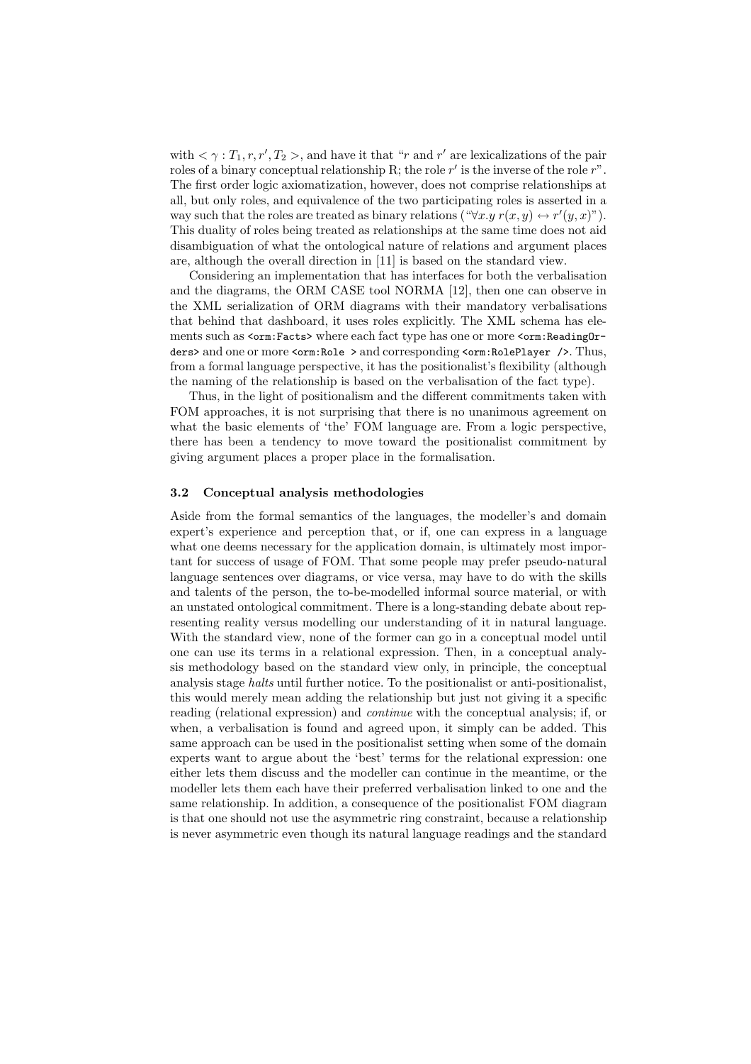with $< \gamma : T_1, r, r', T_2 >$, and have it that "$r$ and $r'$ are lexicalizations of the pair roles of a binary conceptual relationship R; the role $r'$ is the inverse of the role $r$". The first order logic axiomatization, however, does not comprise relationships at all, but only roles, and equivalence of the two participating roles is asserted in a way such that the roles are treated as binary relations ("$\forall x.y\ r(x, y) \leftrightarrow r'(y, x)$"). This duality of roles being treated as relationships at the same time does not aid disambiguation of what the ontological nature of relations and argument places are, although the overall direction in [11] is based on the standard view.

Considering an implementation that has interfaces for both the verbalisation and the diagrams, the ORM CASE tool NORMA [12], then one can observe in the XML serialization of ORM diagrams with their mandatory verbalisations that behind that dashboard, it uses roles explicitly. The XML schema has elements such as `<orm:Facts>` where each fact type has one or more `<orm:ReadingOrders>` and one or more `<orm:Role >` and corresponding `<orm:RolePlayer />`. Thus, from a formal language perspective, it has the positionalist's flexibility (although the naming of the relationship is based on the verbalisation of the fact type).

Thus, in the light of positionalism and the different commitments taken with FOM approaches, it is not surprising that there is no unanimous agreement on what the basic elements of 'the' FOM language are. From a logic perspective, there has been a tendency to move toward the positionalist commitment by giving argument places a proper place in the formalisation.

### 3.2 Conceptual analysis methodologies

Aside from the formal semantics of the languages, the modeller's and domain expert's experience and perception that, or if, one can express in a language what one deems necessary for the application domain, is ultimately most important for success of usage of FOM. That some people may prefer pseudo-natural language sentences over diagrams, or vice versa, may have to do with the skills and talents of the person, the to-be-modelled informal source material, or with an unstated ontological commitment. There is a long-standing debate about representing reality versus modelling our understanding of it in natural language. With the standard view, none of the former can go in a conceptual model until one can use its terms in a relational expression. Then, in a conceptual analysis methodology based on the standard view only, in principle, the conceptual analysis stage *halts* until further notice. To the positionalist or anti-positionalist, this would merely mean adding the relationship but just not giving it a specific reading (relational expression) and *continue* with the conceptual analysis; if, or when, a verbalisation is found and agreed upon, it simply can be added. This same approach can be used in the positionalist setting when some of the domain experts want to argue about the 'best' terms for the relational expression: one either lets them discuss and the modeller can continue in the meantime, or the modeller lets them each have their preferred verbalisation linked to one and the same relationship. In addition, a consequence of the positionalist FOM diagram is that one should not use the asymmetric ring constraint, because a relationship is never asymmetric even though its natural language readings and the standard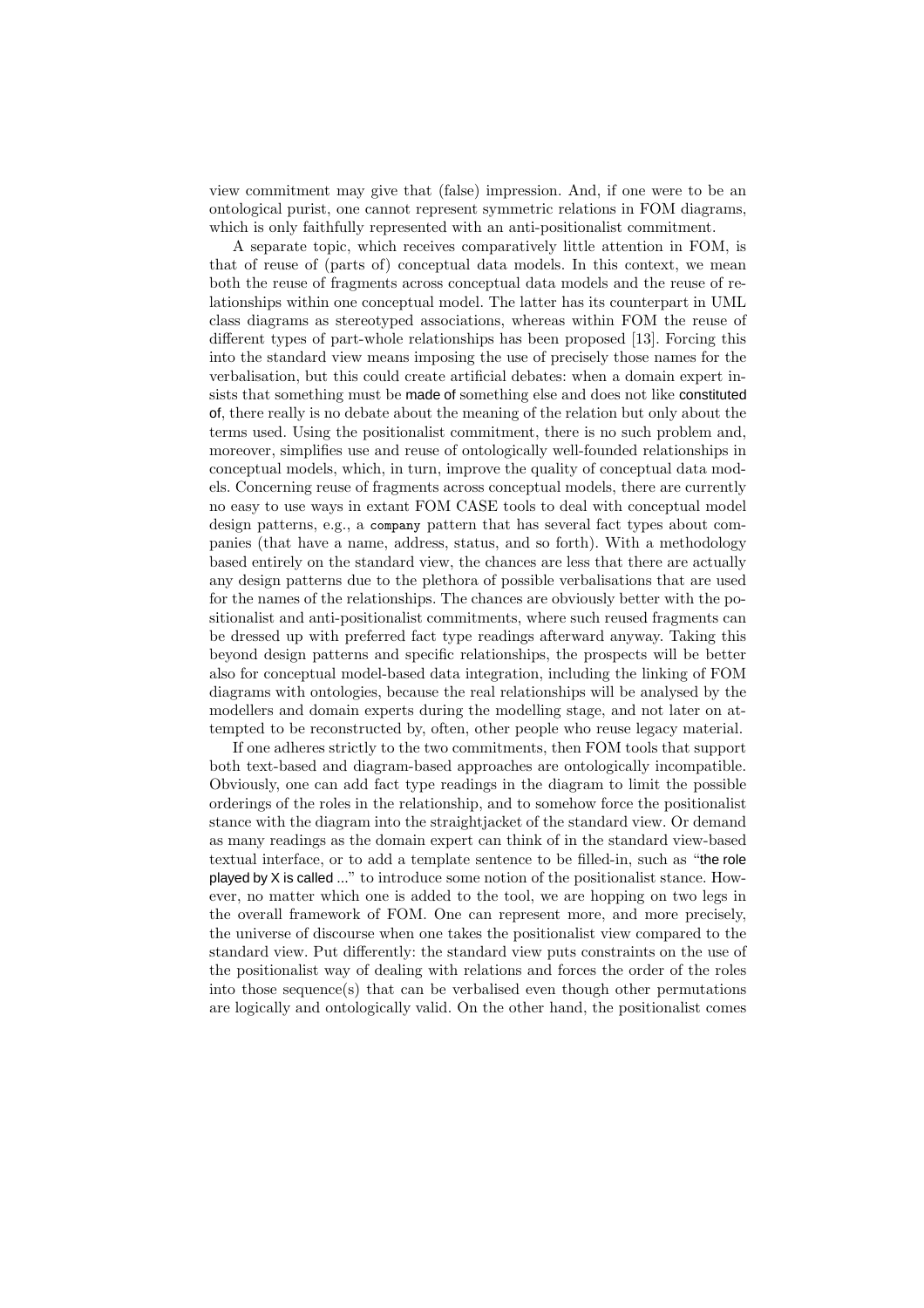view commitment may give that (false) impression. And, if one were to be an ontological purist, one cannot represent symmetric relations in FOM diagrams, which is only faithfully represented with an anti-positionalist commitment.

A separate topic, which receives comparatively little attention in FOM, is that of reuse of (parts of) conceptual data models. In this context, we mean both the reuse of fragments across conceptual data models and the reuse of relationships within one conceptual model. The latter has its counterpart in UML class diagrams as stereotyped associations, whereas within FOM the reuse of different types of part-whole relationships has been proposed [13]. Forcing this into the standard view means imposing the use of precisely those names for the verbalisation, but this could create artificial debates: when a domain expert insists that something must be made of something else and does not like constituted of, there really is no debate about the meaning of the relation but only about the terms used. Using the positionalist commitment, there is no such problem and, moreover, simplifies use and reuse of ontologically well-founded relationships in conceptual models, which, in turn, improve the quality of conceptual data models. Concerning reuse of fragments across conceptual models, there are currently no easy to use ways in extant FOM CASE tools to deal with conceptual model design patterns, e.g., a `company` pattern that has several fact types about companies (that have a name, address, status, and so forth). With a methodology based entirely on the standard view, the chances are less that there are actually any design patterns due to the plethora of possible verbalisations that are used for the names of the relationships. The chances are obviously better with the positionalist and anti-positionalist commitments, where such reused fragments can be dressed up with preferred fact type readings afterward anyway. Taking this beyond design patterns and specific relationships, the prospects will be better also for conceptual model-based data integration, including the linking of FOM diagrams with ontologies, because the real relationships will be analysed by the modellers and domain experts during the modelling stage, and not later on attempted to be reconstructed by, often, other people who reuse legacy material.

If one adheres strictly to the two commitments, then FOM tools that support both text-based and diagram-based approaches are ontologically incompatible. Obviously, one can add fact type readings in the diagram to limit the possible orderings of the roles in the relationship, and to somehow force the positionalist stance with the diagram into the straightjacket of the standard view. Or demand as many readings as the domain expert can think of in the standard view-based textual interface, or to add a template sentence to be filled-in, such as "the role played by X is called ..." to introduce some notion of the positionalist stance. However, no matter which one is added to the tool, we are hopping on two legs in the overall framework of FOM. One can represent more, and more precisely, the universe of discourse when one takes the positionalist view compared to the standard view. Put differently: the standard view puts constraints on the use of the positionalist way of dealing with relations and forces the order of the roles into those sequence(s) that can be verbalised even though other permutations are logically and ontologically valid. On the other hand, the positionalist comes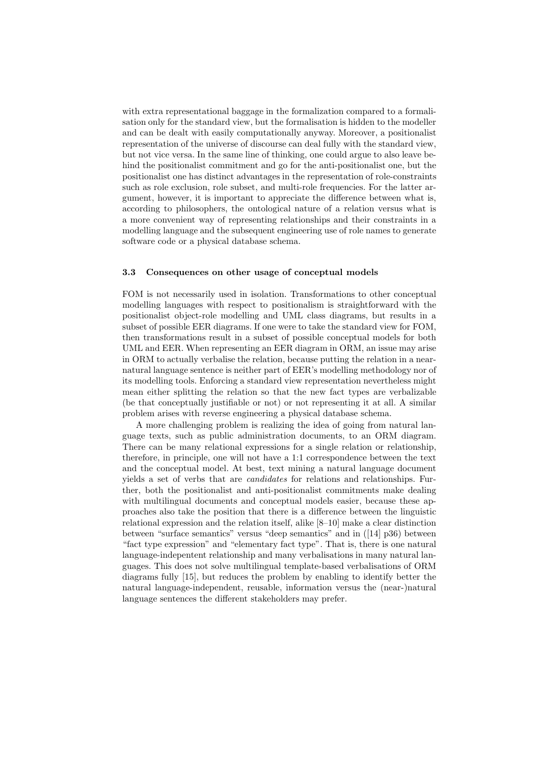with extra representational baggage in the formalization compared to a formalisation only for the standard view, but the formalisation is hidden to the modeller and can be dealt with easily computationally anyway. Moreover, a positionalist representation of the universe of discourse can deal fully with the standard view, but not vice versa. In the same line of thinking, one could argue to also leave behind the positionalist commitment and go for the anti-positionalist one, but the positionalist one has distinct advantages in the representation of role-constraints such as role exclusion, role subset, and multi-role frequencies. For the latter argument, however, it is important to appreciate the difference between what is, according to philosophers, the ontological nature of a relation versus what is a more convenient way of representing relationships and their constraints in a modelling language and the subsequent engineering use of role names to generate software code or a physical database schema.

### 3.3 Consequences on other usage of conceptual models

FOM is not necessarily used in isolation. Transformations to other conceptual modelling languages with respect to positionalism is straightforward with the positionalist object-role modelling and UML class diagrams, but results in a subset of possible EER diagrams. If one were to take the standard view for FOM, then transformations result in a subset of possible conceptual models for both UML and EER. When representing an EER diagram in ORM, an issue may arise in ORM to actually verbalise the relation, because putting the relation in a near-natural language sentence is neither part of EER's modelling methodology nor of its modelling tools. Enforcing a standard view representation nevertheless might mean either splitting the relation so that the new fact types are verbalizable (be that conceptually justifiable or not) or not representing it at all. A similar problem arises with reverse engineering a physical database schema.

A more challenging problem is realizing the idea of going from natural language texts, such as public administration documents, to an ORM diagram. There can be many relational expressions for a single relation or relationship, therefore, in principle, one will not have a 1:1 correspondence between the text and the conceptual model. At best, text mining a natural language document yields a set of verbs that are *candidates* for relations and relationships. Further, both the positionalist and anti-positionalist commitments make dealing with multilingual documents and conceptual models easier, because these approaches also take the position that there is a difference between the linguistic relational expression and the relation itself, alike [8–10] make a clear distinction between "surface semantics" versus "deep semantics" and in ([14] p36) between "fact type expression" and "elementary fact type". That is, there is one natural language-indepentent relationship and many verbalisations in many natural languages. This does not solve multilingual template-based verbalisations of ORM diagrams fully [15], but reduces the problem by enabling to identify better the natural language-independent, reusable, information versus the (near-)natural language sentences the different stakeholders may prefer.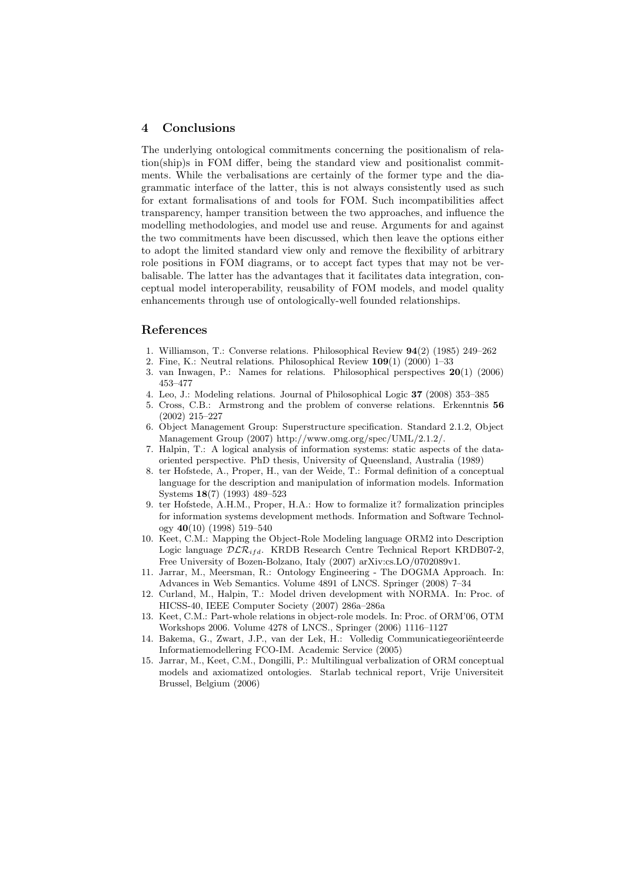## 4 Conclusions

The underlying ontological commitments concerning the positionalism of relation(ship)s in FOM differ, being the standard view and positionalist commitments. While the verbalisations are certainly of the former type and the diagrammatic interface of the latter, this is not always consistently used as such for extant formalisations of and tools for FOM. Such incompatibilities affect transparency, hamper transition between the two approaches, and influence the modelling methodologies, and model use and reuse. Arguments for and against the two commitments have been discussed, which then leave the options either to adopt the limited standard view only and remove the flexibility of arbitrary role positions in FOM diagrams, or to accept fact types that may not be verbalisable. The latter has the advantages that it facilitates data integration, conceptual model interoperability, reusability of FOM models, and model quality enhancements through use of ontologically-well founded relationships.

## References

1. Williamson, T.: Converse relations. Philosophical Review **94**(2) (1985) 249–262
2. Fine, K.: Neutral relations. Philosophical Review **109**(1) (2000) 1–33
3. van Inwagen, P.: Names for relations. Philosophical perspectives **20**(1) (2006) 453–477
4. Leo, J.: Modeling relations. Journal of Philosophical Logic **37** (2008) 353–385
5. Cross, C.B.: Armstrong and the problem of converse relations. Erkenntnis **56** (2002) 215–227
6. Object Management Group: Superstructure specification. Standard 2.1.2, Object Management Group (2007) http://www.omg.org/spec/UML/2.1.2/.
7. Halpin, T.: A logical analysis of information systems: static aspects of the data-oriented perspective. PhD thesis, University of Queensland, Australia (1989)
8. ter Hofstede, A., Proper, H., van der Weide, T.: Formal definition of a conceptual language for the description and manipulation of information models. Information Systems **18**(7) (1993) 489–523
9. ter Hofstede, A.H.M., Proper, H.A.: How to formalize it? formalization principles for information systems development methods. Information and Software Technology **40**(10) (1998) 519–540
10. Keet, C.M.: Mapping the Object-Role Modeling language ORM2 into Description Logic language $\mathcal{DLR}_{ifd}$. KRDB Research Centre Technical Report KRDB07-2, Free University of Bozen-Bolzano, Italy (2007) arXiv:cs.LO/0702089v1.
11. Jarrar, M., Meersman, R.: Ontology Engineering - The DOGMA Approach. In: Advances in Web Semantics. Volume 4891 of LNCS. Springer (2008) 7–34
12. Curland, M., Halpin, T.: Model driven development with NORMA. In: Proc. of HICSS-40, IEEE Computer Society (2007) 286a–286a
13. Keet, C.M.: Part-whole relations in object-role models. In: Proc. of ORM'06, OTM Workshops 2006. Volume 4278 of LNCS., Springer (2006) 1116–1127
14. Bakema, G., Zwart, J.P., van der Lek, H.: Volledig Communicatiegeoriënteerde Informatiemodellering FCO-IM. Academic Service (2005)
15. Jarrar, M., Keet, C.M., Dongilli, P.: Multilingual verbalization of ORM conceptual models and axiomatized ontologies. Starlab technical report, Vrije Universiteit Brussel, Belgium (2006)